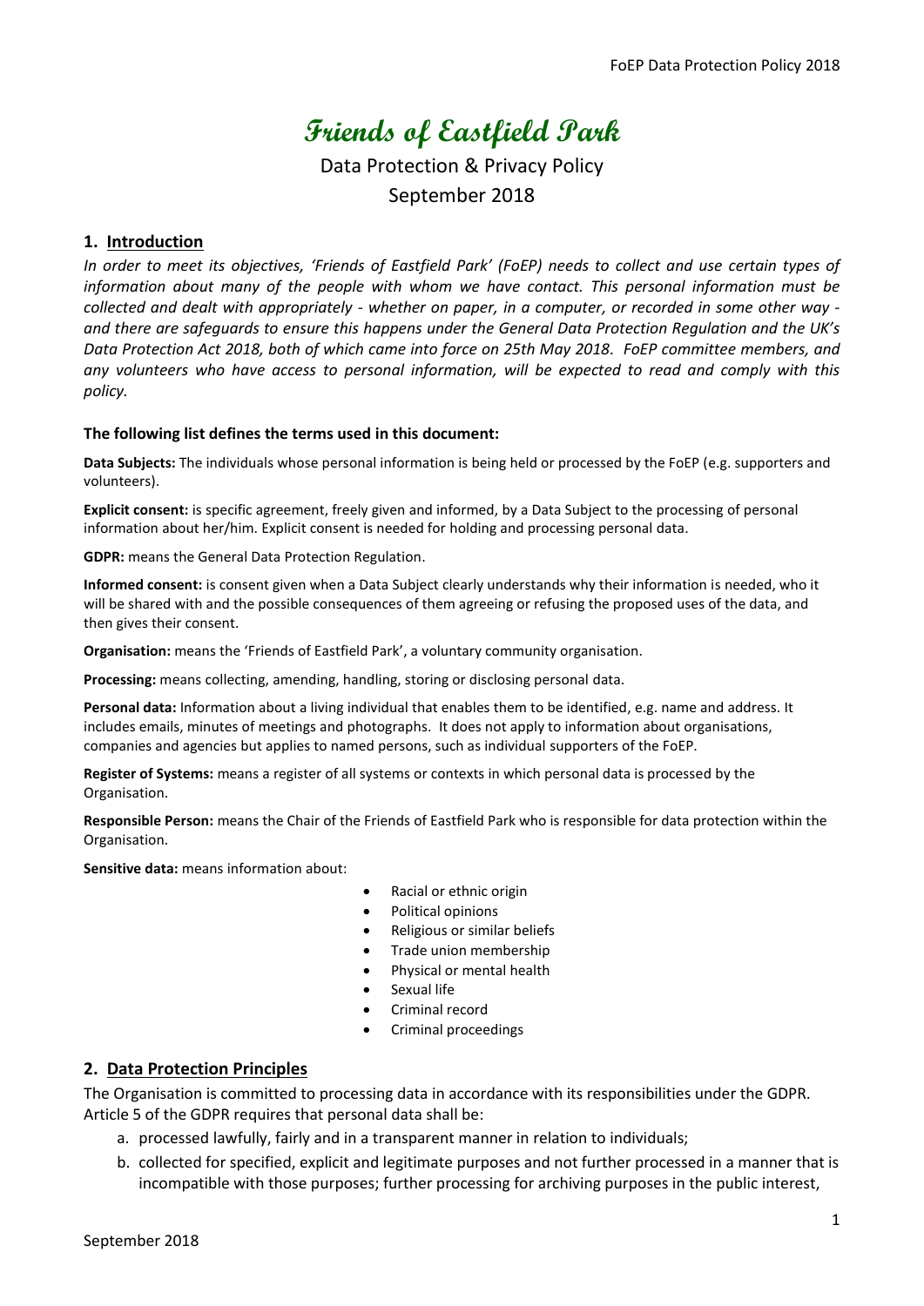# Friends of Eastfield Park

Data Protection & Privacy Policy

September 2018

## 1. Introduction

*In order to meet its objectives, 'Friends of Eastfield Park' (FoEP) needs to collect and use certain types of information about many of the people with whom we have contact. This personal information must be collected and dealt with appropriately - whether on paper, in a computer, or recorded in some other way - and there are safeguards to ensure this happens under the General Data Protection Regulation and the UK's Data Protection Act 2018, both of which came into force on 25th May 2018. FoEP committee members, and any volunteers who have access to personal information, will be expected to read and comply with this policy.*

**The following list defines the terms used in this document:**

**Data Subjects:** The individuals whose personal information is being held or processed by the FoEP (e.g. supporters and volunteers).

**Explicit consent:** is specific agreement, freely given and informed, by a Data Subject to the processing of personal information about her/him. Explicit consent is needed for holding and processing personal data.

**GDPR:** means the General Data Protection Regulation.

**Informed consent:** is consent given when a Data Subject clearly understands why their information is needed, who it will be shared with and the possible consequences of them agreeing or refusing the proposed uses of the data, and then gives their consent.

**Organisation:** means the 'Friends of Eastfield Park', a voluntary community organisation.

**Processing:** means collecting, amending, handling, storing or disclosing personal data.

**Personal data:** Information about a living individual that enables them to be identified, e.g. name and address. It includes emails, minutes of meetings and photographs. It does not apply to information about organisations, companies and agencies but applies to named persons, such as individual supporters of the FoEP.

**Register of Systems:** means a register of all systems or contexts in which personal data is processed by the Organisation.

**Responsible Person:** means the Chair of the Friends of Eastfield Park who is responsible for data protection within the Organisation.

**Sensitive data:** means information about:

- Racial or ethnic origin
- Political opinions
- Religious or similar beliefs
- Trade union membership
- Physical or mental health
- Sexual life
- Criminal record
- Criminal proceedings

## 2. Data Protection Principles

The Organisation is committed to processing data in accordance with its responsibilities under the GDPR. Article 5 of the GDPR requires that personal data shall be:

a. processed lawfully, fairly and in a transparent manner in relation to individuals;
b. collected for specified, explicit and legitimate purposes and not further processed in a manner that is incompatible with those purposes; further processing for archiving purposes in the public interest,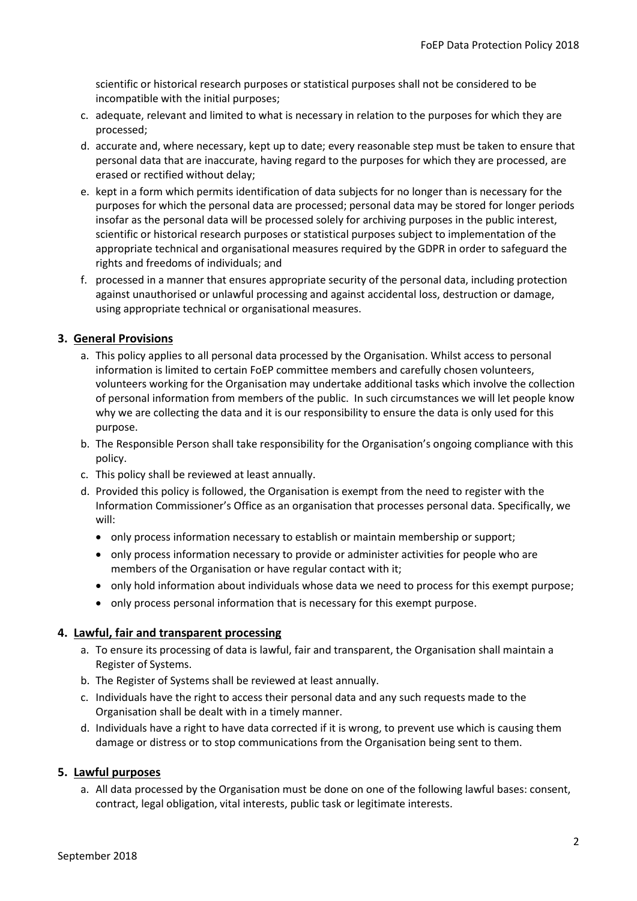scientific or historical research purposes or statistical purposes shall not be considered to be incompatible with the initial purposes;

c. adequate, relevant and limited to what is necessary in relation to the purposes for which they are processed;
d. accurate and, where necessary, kept up to date; every reasonable step must be taken to ensure that personal data that are inaccurate, having regard to the purposes for which they are processed, are erased or rectified without delay;
e. kept in a form which permits identification of data subjects for no longer than is necessary for the purposes for which the personal data are processed; personal data may be stored for longer periods insofar as the personal data will be processed solely for archiving purposes in the public interest, scientific or historical research purposes or statistical purposes subject to implementation of the appropriate technical and organisational measures required by the GDPR in order to safeguard the rights and freedoms of individuals; and
f. processed in a manner that ensures appropriate security of the personal data, including protection against unauthorised or unlawful processing and against accidental loss, destruction or damage, using appropriate technical or organisational measures.

## 3. General Provisions

a. This policy applies to all personal data processed by the Organisation. Whilst access to personal information is limited to certain FoEP committee members and carefully chosen volunteers, volunteers working for the Organisation may undertake additional tasks which involve the collection of personal information from members of the public. In such circumstances we will let people know why we are collecting the data and it is our responsibility to ensure the data is only used for this purpose.
b. The Responsible Person shall take responsibility for the Organisation's ongoing compliance with this policy.
c. This policy shall be reviewed at least annually.
d. Provided this policy is followed, the Organisation is exempt from the need to register with the Information Commissioner's Office as an organisation that processes personal data. Specifically, we will:
   - only process information necessary to establish or maintain membership or support;
   - only process information necessary to provide or administer activities for people who are members of the Organisation or have regular contact with it;
   - only hold information about individuals whose data we need to process for this exempt purpose;
   - only process personal information that is necessary for this exempt purpose.

## 4. Lawful, fair and transparent processing

a. To ensure its processing of data is lawful, fair and transparent, the Organisation shall maintain a Register of Systems.
b. The Register of Systems shall be reviewed at least annually.
c. Individuals have the right to access their personal data and any such requests made to the Organisation shall be dealt with in a timely manner.
d. Individuals have a right to have data corrected if it is wrong, to prevent use which is causing them damage or distress or to stop communications from the Organisation being sent to them.

## 5. Lawful purposes

a. All data processed by the Organisation must be done on one of the following lawful bases: consent, contract, legal obligation, vital interests, public task or legitimate interests.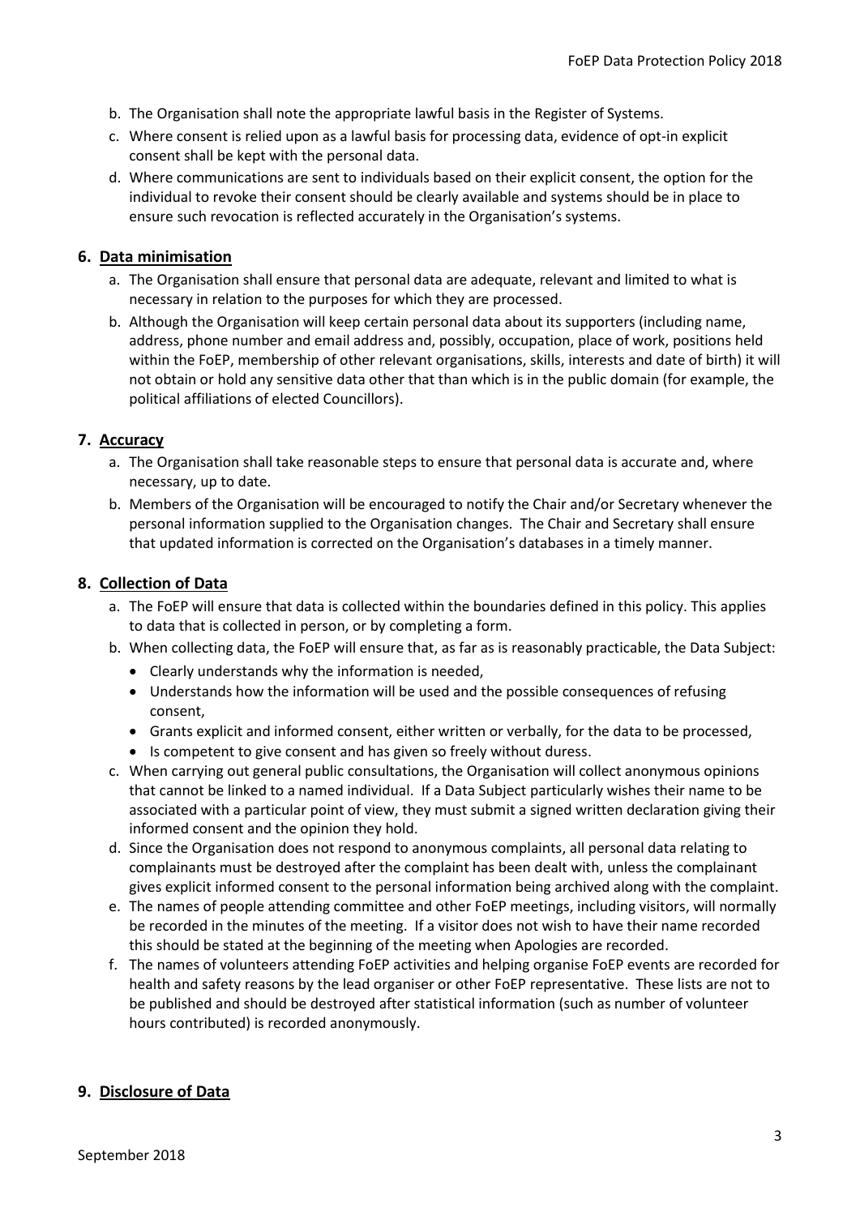b. The Organisation shall note the appropriate lawful basis in the Register of Systems.
c. Where consent is relied upon as a lawful basis for processing data, evidence of opt-in explicit consent shall be kept with the personal data.
d. Where communications are sent to individuals based on their explicit consent, the option for the individual to revoke their consent should be clearly available and systems should be in place to ensure such revocation is reflected accurately in the Organisation's systems.

## 6. Data minimisation

a. The Organisation shall ensure that personal data are adequate, relevant and limited to what is necessary in relation to the purposes for which they are processed.
b. Although the Organisation will keep certain personal data about its supporters (including name, address, phone number and email address and, possibly, occupation, place of work, positions held within the FoEP, membership of other relevant organisations, skills, interests and date of birth) it will not obtain or hold any sensitive data other that than which is in the public domain (for example, the political affiliations of elected Councillors).

## 7. Accuracy

a. The Organisation shall take reasonable steps to ensure that personal data is accurate and, where necessary, up to date.
b. Members of the Organisation will be encouraged to notify the Chair and/or Secretary whenever the personal information supplied to the Organisation changes. The Chair and Secretary shall ensure that updated information is corrected on the Organisation's databases in a timely manner.

## 8. Collection of Data

a. The FoEP will ensure that data is collected within the boundaries defined in this policy. This applies to data that is collected in person, or by completing a form.
b. When collecting data, the FoEP will ensure that, as far as is reasonably practicable, the Data Subject:
   - Clearly understands why the information is needed,
   - Understands how the information will be used and the possible consequences of refusing consent,
   - Grants explicit and informed consent, either written or verbally, for the data to be processed,
   - Is competent to give consent and has given so freely without duress.
c. When carrying out general public consultations, the Organisation will collect anonymous opinions that cannot be linked to a named individual. If a Data Subject particularly wishes their name to be associated with a particular point of view, they must submit a signed written declaration giving their informed consent and the opinion they hold.
d. Since the Organisation does not respond to anonymous complaints, all personal data relating to complainants must be destroyed after the complaint has been dealt with, unless the complainant gives explicit informed consent to the personal information being archived along with the complaint.
e. The names of people attending committee and other FoEP meetings, including visitors, will normally be recorded in the minutes of the meeting. If a visitor does not wish to have their name recorded this should be stated at the beginning of the meeting when Apologies are recorded.
f. The names of volunteers attending FoEP activities and helping organise FoEP events are recorded for health and safety reasons by the lead organiser or other FoEP representative. These lists are not to be published and should be destroyed after statistical information (such as number of volunteer hours contributed) is recorded anonymously.

## 9. Disclosure of Data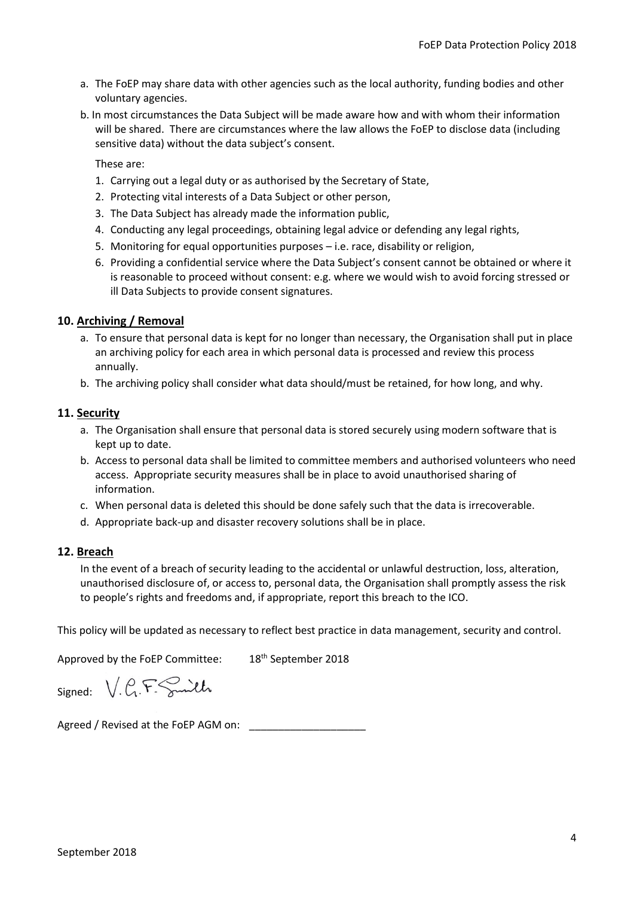a. The FoEP may share data with other agencies such as the local authority, funding bodies and other voluntary agencies.

b. In most circumstances the Data Subject will be made aware how and with whom their information will be shared. There are circumstances where the law allows the FoEP to disclose data (including sensitive data) without the data subject's consent.

   These are:

   1. Carrying out a legal duty or as authorised by the Secretary of State,
   2. Protecting vital interests of a Data Subject or other person,
   3. The Data Subject has already made the information public,
   4. Conducting any legal proceedings, obtaining legal advice or defending any legal rights,
   5. Monitoring for equal opportunities purposes – i.e. race, disability or religion,
   6. Providing a confidential service where the Data Subject's consent cannot be obtained or where it is reasonable to proceed without consent: e.g. where we would wish to avoid forcing stressed or ill Data Subjects to provide consent signatures.

## 10. Archiving / Removal

a. To ensure that personal data is kept for no longer than necessary, the Organisation shall put in place an archiving policy for each area in which personal data is processed and review this process annually.

b. The archiving policy shall consider what data should/must be retained, for how long, and why.

## 11. Security

a. The Organisation shall ensure that personal data is stored securely using modern software that is kept up to date.

b. Access to personal data shall be limited to committee members and authorised volunteers who need access. Appropriate security measures shall be in place to avoid unauthorised sharing of information.

c. When personal data is deleted this should be done safely such that the data is irrecoverable.

d. Appropriate back-up and disaster recovery solutions shall be in place.

## 12. Breach

In the event of a breach of security leading to the accidental or unlawful destruction, loss, alteration, unauthorised disclosure of, or access to, personal data, the Organisation shall promptly assess the risk to people's rights and freedoms and, if appropriate, report this breach to the ICO.

This policy will be updated as necessary to reflect best practice in data management, security and control.

Approved by the FoEP Committee: 18th September 2018

Signed: V. G. F. Smith

Agreed / Revised at the FoEP AGM on: ____________________

September 2018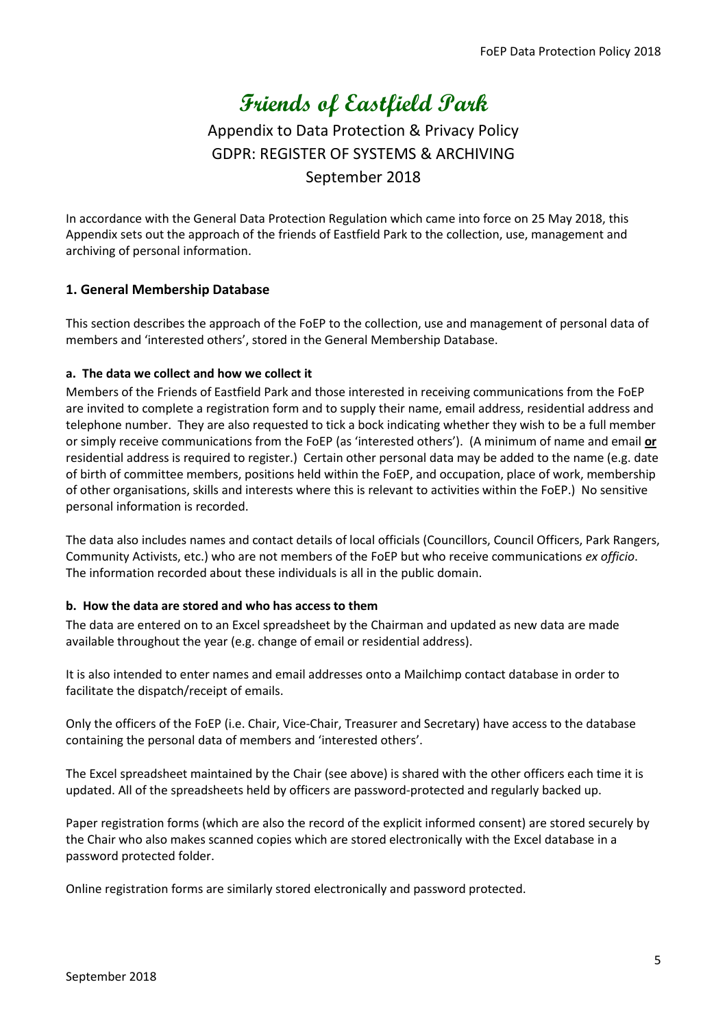# Friends of Eastfield Park

## Appendix to Data Protection & Privacy Policy
## GDPR: REGISTER OF SYSTEMS & ARCHIVING
## September 2018

In accordance with the General Data Protection Regulation which came into force on 25 May 2018, this Appendix sets out the approach of the friends of Eastfield Park to the collection, use, management and archiving of personal information.

### 1. General Membership Database

This section describes the approach of the FoEP to the collection, use and management of personal data of members and 'interested others', stored in the General Membership Database.

#### a. The data we collect and how we collect it

Members of the Friends of Eastfield Park and those interested in receiving communications from the FoEP are invited to complete a registration form and to supply their name, email address, residential address and telephone number. They are also requested to tick a bock indicating whether they wish to be a full member or simply receive communications from the FoEP (as 'interested others'). (A minimum of name and email **or** residential address is required to register.) Certain other personal data may be added to the name (e.g. date of birth of committee members, positions held within the FoEP, and occupation, place of work, membership of other organisations, skills and interests where this is relevant to activities within the FoEP.) No sensitive personal information is recorded.

The data also includes names and contact details of local officials (Councillors, Council Officers, Park Rangers, Community Activists, etc.) who are not members of the FoEP but who receive communications *ex officio*. The information recorded about these individuals is all in the public domain.

#### b. How the data are stored and who has access to them

The data are entered on to an Excel spreadsheet by the Chairman and updated as new data are made available throughout the year (e.g. change of email or residential address).

It is also intended to enter names and email addresses onto a Mailchimp contact database in order to facilitate the dispatch/receipt of emails.

Only the officers of the FoEP (i.e. Chair, Vice-Chair, Treasurer and Secretary) have access to the database containing the personal data of members and 'interested others'.

The Excel spreadsheet maintained by the Chair (see above) is shared with the other officers each time it is updated. All of the spreadsheets held by officers are password-protected and regularly backed up.

Paper registration forms (which are also the record of the explicit informed consent) are stored securely by the Chair who also makes scanned copies which are stored electronically with the Excel database in a password protected folder.

Online registration forms are similarly stored electronically and password protected.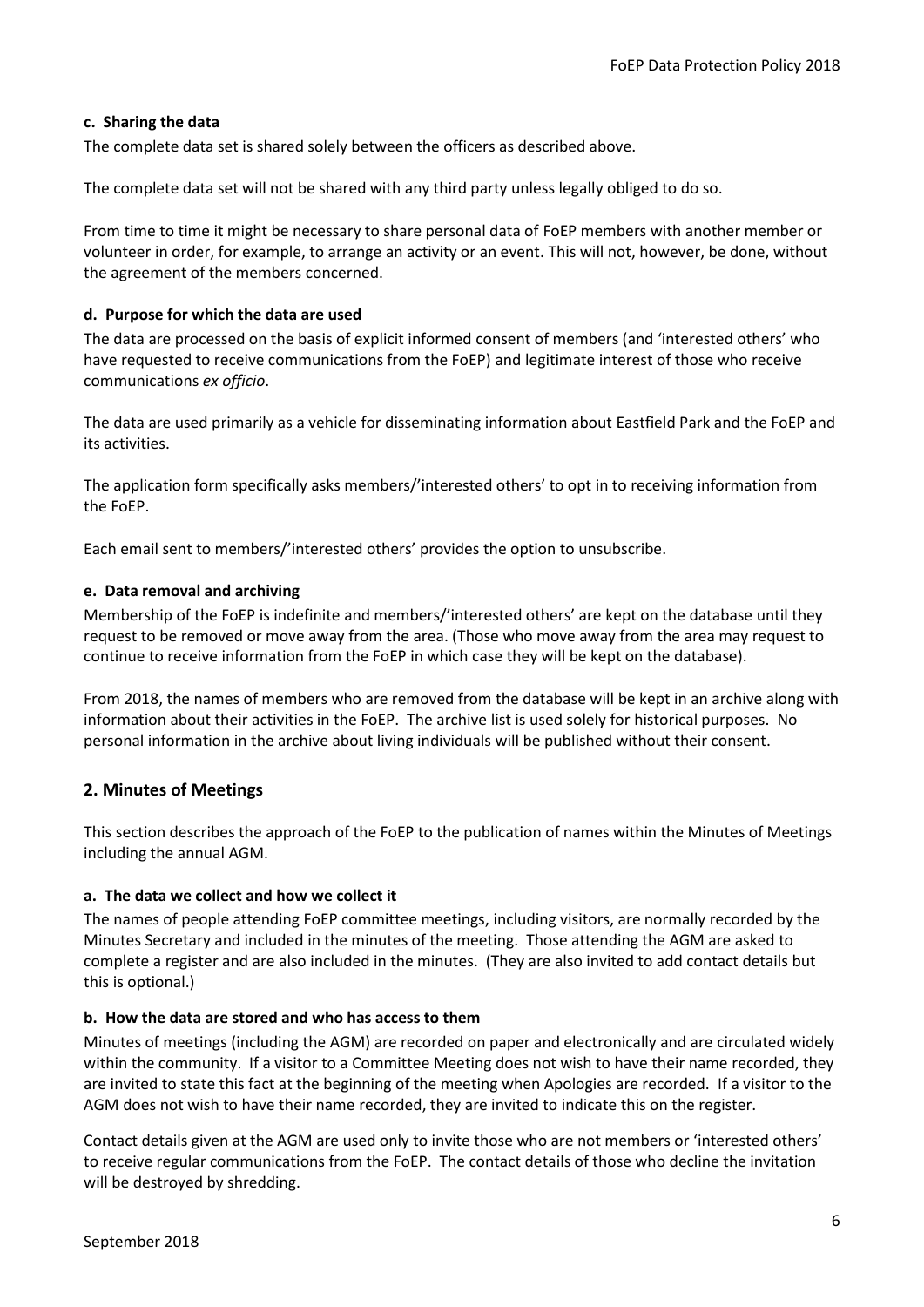#### c. Sharing the data

The complete data set is shared solely between the officers as described above.

The complete data set will not be shared with any third party unless legally obliged to do so.

From time to time it might be necessary to share personal data of FoEP members with another member or volunteer in order, for example, to arrange an activity or an event. This will not, however, be done, without the agreement of the members concerned.

#### d. Purpose for which the data are used

The data are processed on the basis of explicit informed consent of members (and 'interested others' who have requested to receive communications from the FoEP) and legitimate interest of those who receive communications *ex officio*.

The data are used primarily as a vehicle for disseminating information about Eastfield Park and the FoEP and its activities.

The application form specifically asks members/'interested others' to opt in to receiving information from the FoEP.

Each email sent to members/'interested others' provides the option to unsubscribe.

#### e. Data removal and archiving

Membership of the FoEP is indefinite and members/'interested others' are kept on the database until they request to be removed or move away from the area. (Those who move away from the area may request to continue to receive information from the FoEP in which case they will be kept on the database).

From 2018, the names of members who are removed from the database will be kept in an archive along with information about their activities in the FoEP. The archive list is used solely for historical purposes. No personal information in the archive about living individuals will be published without their consent.

## 2. Minutes of Meetings

This section describes the approach of the FoEP to the publication of names within the Minutes of Meetings including the annual AGM.

#### a. The data we collect and how we collect it

The names of people attending FoEP committee meetings, including visitors, are normally recorded by the Minutes Secretary and included in the minutes of the meeting. Those attending the AGM are asked to complete a register and are also included in the minutes. (They are also invited to add contact details but this is optional.)

#### b. How the data are stored and who has access to them

Minutes of meetings (including the AGM) are recorded on paper and electronically and are circulated widely within the community. If a visitor to a Committee Meeting does not wish to have their name recorded, they are invited to state this fact at the beginning of the meeting when Apologies are recorded. If a visitor to the AGM does not wish to have their name recorded, they are invited to indicate this on the register.

Contact details given at the AGM are used only to invite those who are not members or 'interested others' to receive regular communications from the FoEP. The contact details of those who decline the invitation will be destroyed by shredding.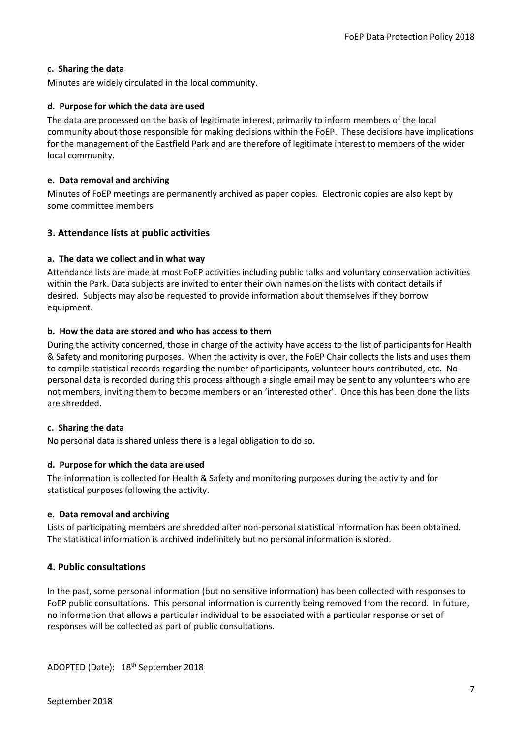#### c. Sharing the data

Minutes are widely circulated in the local community.

#### d. Purpose for which the data are used

The data are processed on the basis of legitimate interest, primarily to inform members of the local community about those responsible for making decisions within the FoEP. These decisions have implications for the management of the Eastfield Park and are therefore of legitimate interest to members of the wider local community.

#### e. Data removal and archiving

Minutes of FoEP meetings are permanently archived as paper copies. Electronic copies are also kept by some committee members

### 3. Attendance lists at public activities

#### a. The data we collect and in what way

Attendance lists are made at most FoEP activities including public talks and voluntary conservation activities within the Park. Data subjects are invited to enter their own names on the lists with contact details if desired. Subjects may also be requested to provide information about themselves if they borrow equipment.

#### b. How the data are stored and who has access to them

During the activity concerned, those in charge of the activity have access to the list of participants for Health & Safety and monitoring purposes. When the activity is over, the FoEP Chair collects the lists and uses them to compile statistical records regarding the number of participants, volunteer hours contributed, etc. No personal data is recorded during this process although a single email may be sent to any volunteers who are not members, inviting them to become members or an 'interested other'. Once this has been done the lists are shredded.

#### c. Sharing the data

No personal data is shared unless there is a legal obligation to do so.

#### d. Purpose for which the data are used

The information is collected for Health & Safety and monitoring purposes during the activity and for statistical purposes following the activity.

#### e. Data removal and archiving

Lists of participating members are shredded after non-personal statistical information has been obtained. The statistical information is archived indefinitely but no personal information is stored.

### 4. Public consultations

In the past, some personal information (but no sensitive information) has been collected with responses to FoEP public consultations. This personal information is currently being removed from the record. In future, no information that allows a particular individual to be associated with a particular response or set of responses will be collected as part of public consultations.

ADOPTED (Date): 18th September 2018

September 2018